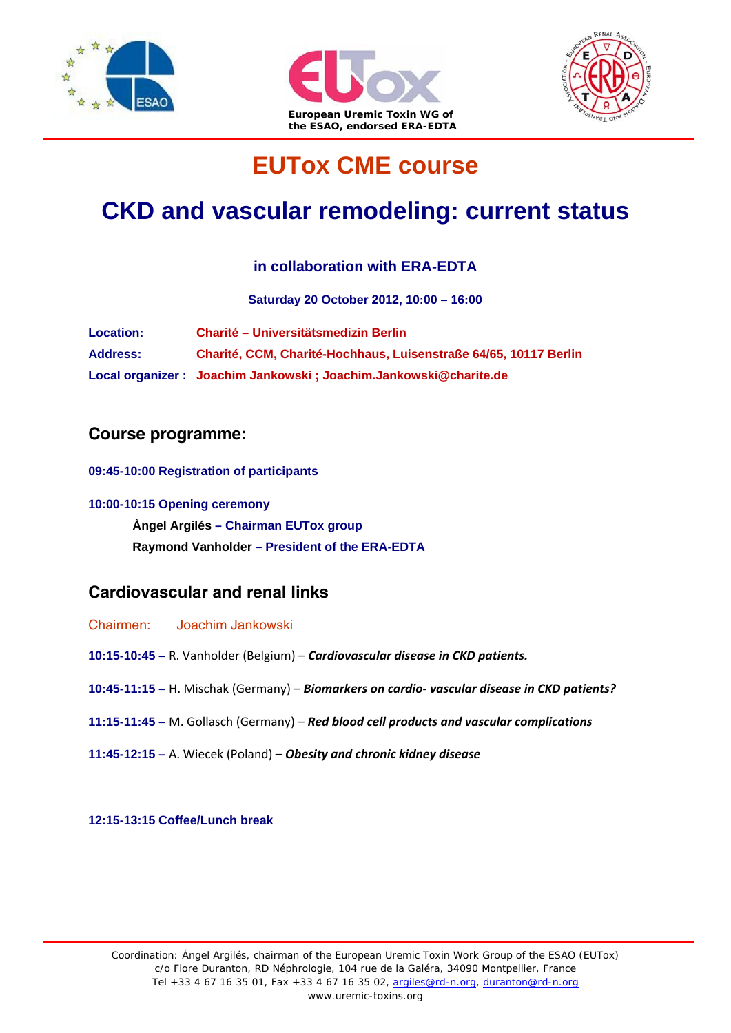European Uremic Toxin WG of the ESAO, endorsed ERA-EDTA

# EUTox CME course

# CKD and vascular remodeling: current status

### in collaboration with ERA-EDTA

**Saturday 20 October 2012, 10:00 – 16:00**

**Location:** **Charité – Universitätsmedizin Berlin**

**Address:** **Charité, CCM, Charité-Hochhaus, Luisenstraße 64/65, 10117 Berlin**

**Local organizer :** **Joachim Jankowski ; Joachim.Jankowski@charite.de**

## Course programme:

**09:45-10:00 Registration of participants**

**10:00-10:15 Opening ceremony**

**Àngel Argilés – Chairman EUTox group**
**Raymond Vanholder – President of the ERA-EDTA**

## Cardiovascular and renal links

Chairmen: Joachim Jankowski

**10:15-10:45 –** R. Vanholder (Belgium) – ***Cardiovascular disease in CKD patients.***

**10:45-11:15 –** H. Mischak (Germany) – ***Biomarkers on cardio- vascular disease in CKD patients?***

**11:15-11:45 –** M. Gollasch (Germany) – ***Red blood cell products and vascular complications***

**11:45-12:15 –** A. Wiecek (Poland) – ***Obesity and chronic kidney disease***

**12:15-13:15 Coffee/Lunch break**

Coordination: Ángel Argilés, chairman of the European Uremic Toxin Work Group of the ESAO (EUTox)
c/o Flore Duranton, RD Néphrologie, 104 rue de la Galéra, 34090 Montpellier, France
Tel +33 4 67 16 35 01, Fax +33 4 67 16 35 02, argiles@rd-n.org, duranton@rd-n.org
www.uremic-toxins.org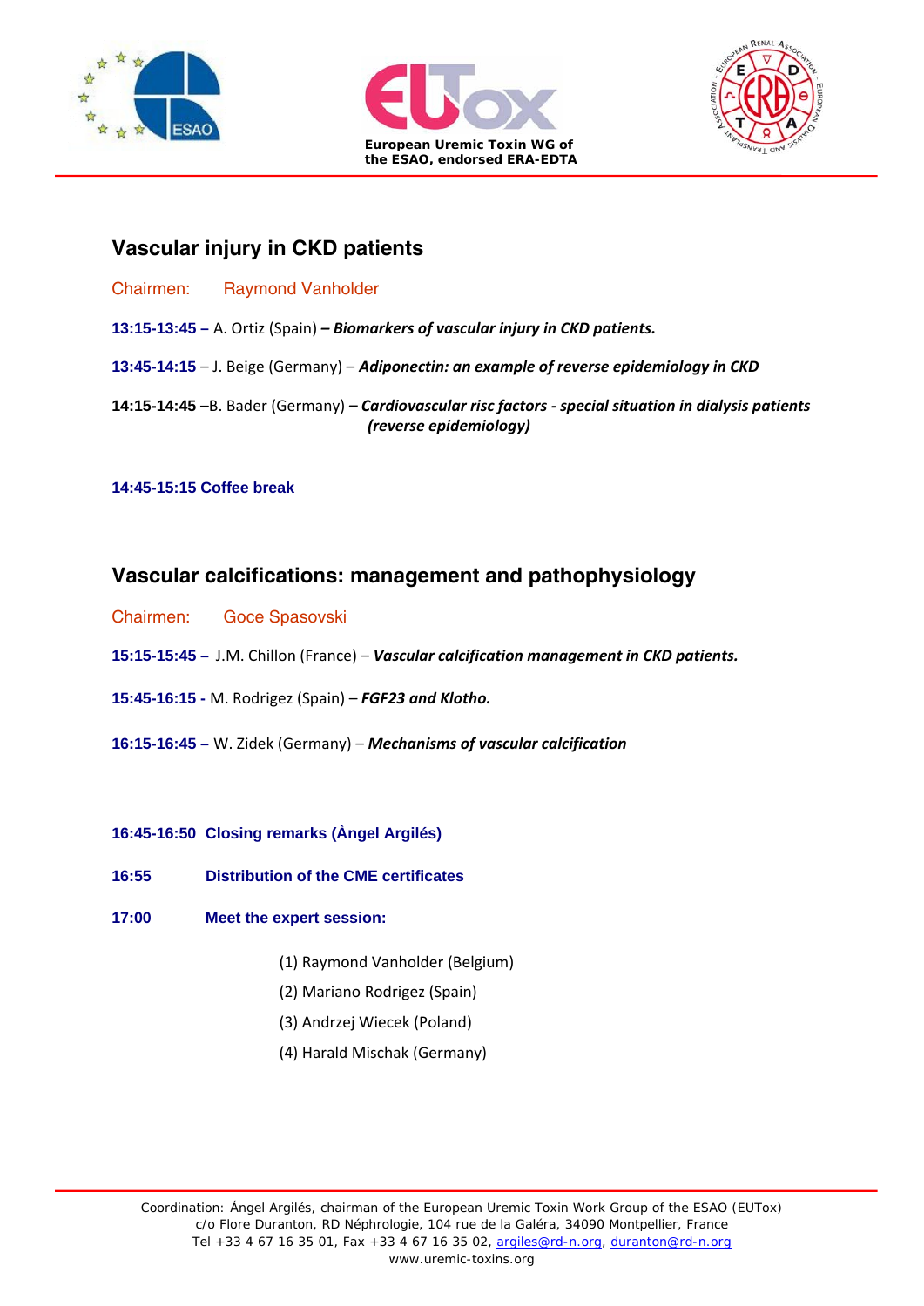European Uremic Toxin WG of the ESAO, endorsed ERA-EDTA

## Vascular injury in CKD patients

Chairmen: Raymond Vanholder

**13:15-13:45 –** A. Ortiz (Spain) **– *Biomarkers of vascular injury in CKD patients.***

**13:45-14:15** – J. Beige (Germany) – ***Adiponectin: an example of reverse epidemiology in CKD***

**14:15-14:45** –B. Bader (Germany) **– *Cardiovascular risc factors - special situation in dialysis patients (reverse epidemiology)***

**14:45-15:15 Coffee break**

## Vascular calcifications: management and pathophysiology

Chairmen: Goce Spasovski

**15:15-15:45 –** J.M. Chillon (France) – ***Vascular calcification management in CKD patients.***

**15:45-16:15 -** M. Rodrigez (Spain) – ***FGF23 and Klotho.***

**16:15-16:45 –** W. Zidek (Germany) – ***Mechanisms of vascular calcification***

**16:45-16:50 Closing remarks (Àngel Argilés)**

**16:55 Distribution of the CME certificates**

**17:00 Meet the expert session:**

(1) Raymond Vanholder (Belgium)

(2) Mariano Rodrigez (Spain)

(3) Andrzej Wiecek (Poland)

(4) Harald Mischak (Germany)

Coordination: Ángel Argilés, chairman of the European Uremic Toxin Work Group of the ESAO (EUTox)
c/o Flore Duranton, RD Néphrologie, 104 rue de la Galéra, 34090 Montpellier, France
Tel +33 4 67 16 35 01, Fax +33 4 67 16 35 02, argiles@rd-n.org, duranton@rd-n.org
www.uremic-toxins.org